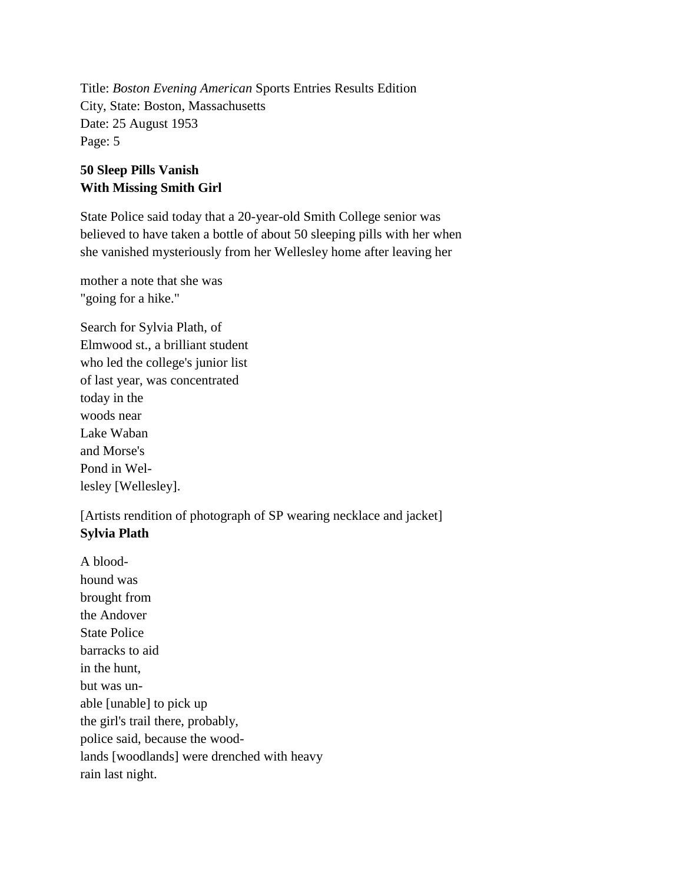Title: *Boston Evening American* Sports Entries Results Edition
City, State: Boston, Massachusetts
Date: 25 August 1953
Page: 5

**50 Sleep Pills Vanish**
**With Missing Smith Girl**

State Police said today that a 20-year-old Smith College senior was believed to have taken a bottle of about 50 sleeping pills with her when she vanished mysteriously from her Wellesley home after leaving her

mother a note that she was "going for a hike."

Search for Sylvia Plath, of Elmwood st., a brilliant student who led the college's junior list of last year, was concentrated today in the woods near Lake Waban and Morse's Pond in Wel-lesley [Wellesley].

[Artists rendition of photograph of SP wearing necklace and jacket]
**Sylvia Plath**

A blood-hound was brought from the Andover State Police barracks to aid in the hunt, but was un-able [unable] to pick up the girl's trail there, probably, police said, because the wood-lands [woodlands] were drenched with heavy rain last night.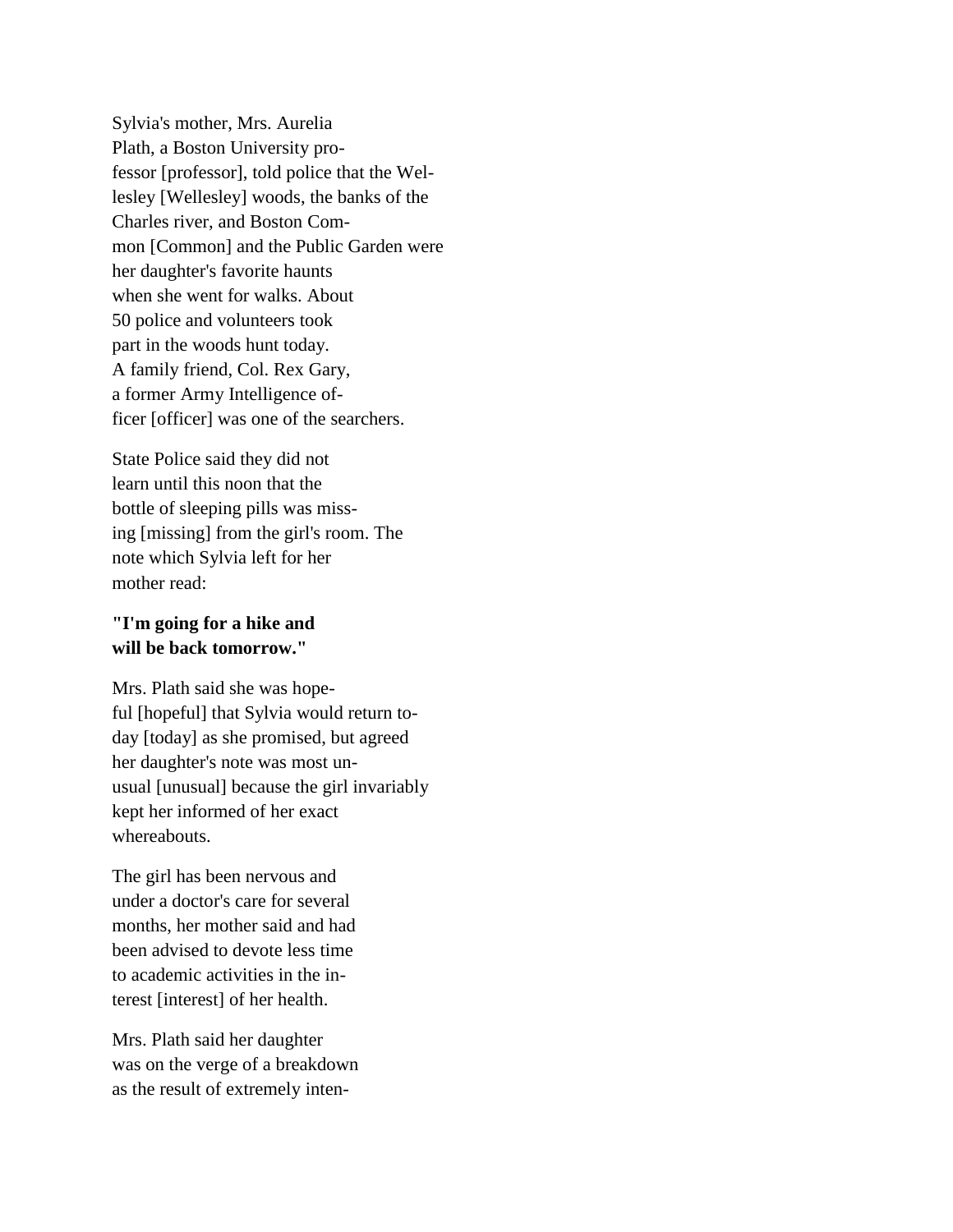Sylvia's mother, Mrs. Aurelia
Plath, a Boston University pro-
fessor [professor], told police that the Wel-
lesley [Wellesley] woods, the banks of the
Charles river, and Boston Com-
mon [Common] and the Public Garden were
her daughter's favorite haunts
when she went for walks. About
50 police and volunteers took
part in the woods hunt today.
A family friend, Col. Rex Gary,
a former Army Intelligence of-
ficer [officer] was one of the searchers.

State Police said they did not
learn until this noon that the
bottle of sleeping pills was miss-
ing [missing] from the girl's room. The
note which Sylvia left for her
mother read:

**"I'm going for a hike and
will be back tomorrow."**

Mrs. Plath said she was hope-
ful [hopeful] that Sylvia would return to-
day [today] as she promised, but agreed
her daughter's note was most un-
usual [unusual] because the girl invariably
kept her informed of her exact
whereabouts.

The girl has been nervous and
under a doctor's care for several
months, her mother said and had
been advised to devote less time
to academic activities in the in-
terest [interest] of her health.

Mrs. Plath said her daughter
was on the verge of a breakdown
as the result of extremely inten-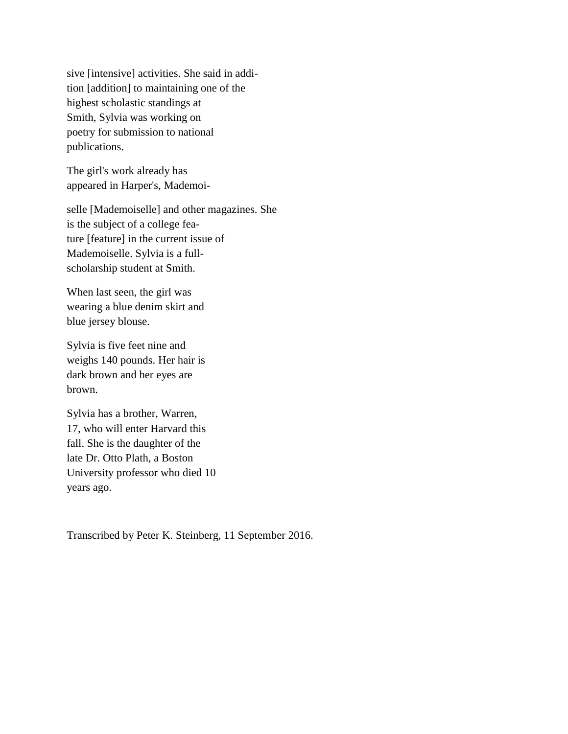sive [intensive] activities. She said in addition [addition] to maintaining one of the highest scholastic standings at Smith, Sylvia was working on poetry for submission to national publications.

The girl's work already has appeared in Harper's, Mademoi-

selle [Mademoiselle] and other magazines. She is the subject of a college fea-ture [feature] in the current issue of Mademoiselle. Sylvia is a full-scholarship student at Smith.

When last seen, the girl was wearing a blue denim skirt and blue jersey blouse.

Sylvia is five feet nine and weighs 140 pounds. Her hair is dark brown and her eyes are brown.

Sylvia has a brother, Warren, 17, who will enter Harvard this fall. She is the daughter of the late Dr. Otto Plath, a Boston University professor who died 10 years ago.

Transcribed by Peter K. Steinberg, 11 September 2016.